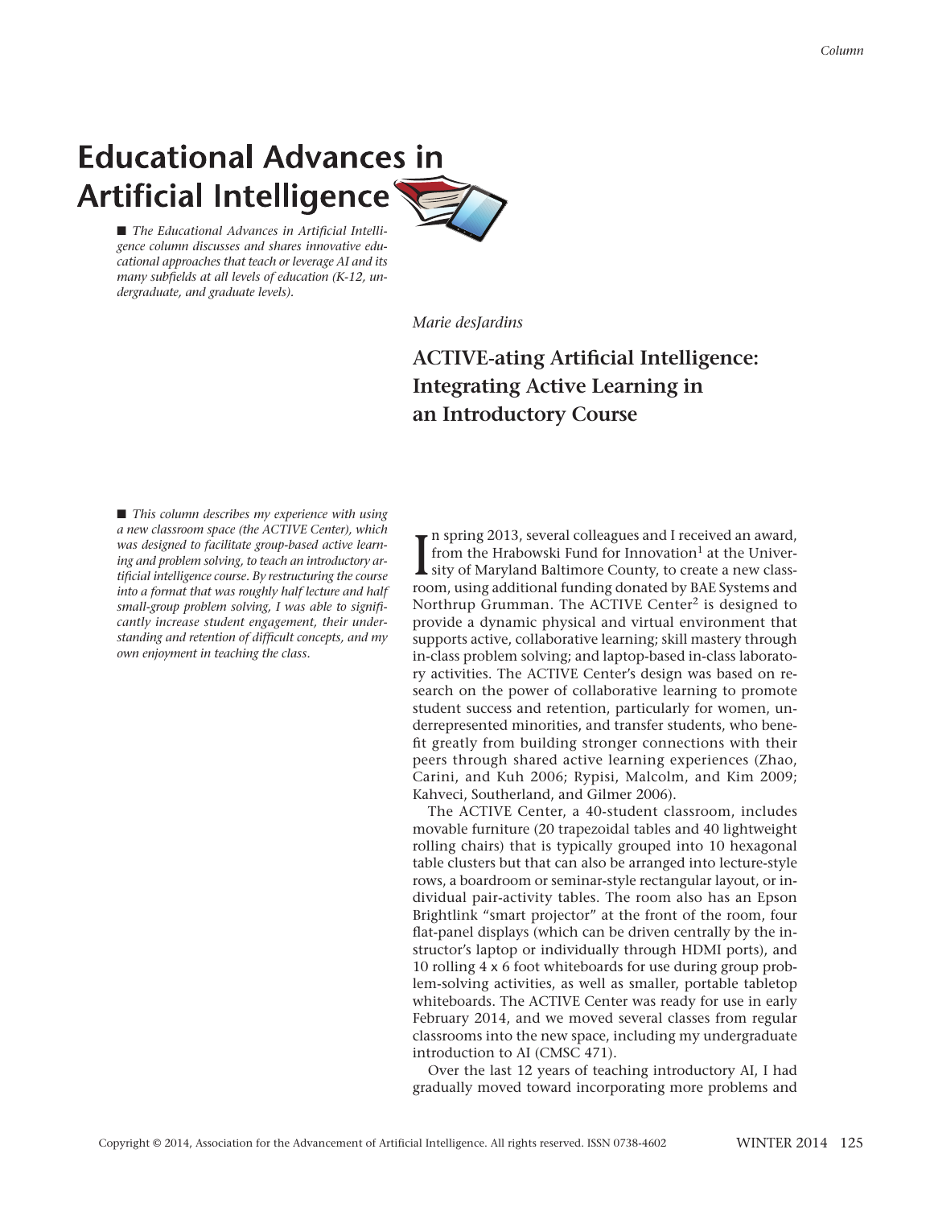# Educational Advances in Artificial Intelligence

■ *The Educational Advances in Artificial Intelligence column discusses and shares innovative educational approaches that teach or leverage AI and its many subfields at all levels of education (K-12, undergraduate, and graduate levels).*

*Marie desJardins*

## ACTIVE-ating Artificial Intelligence: Integrating Active Learning in an Introductory Course

■ *This column describes my experience with using a new classroom space (the ACTIVE Center), which was designed to facilitate group-based active learning and problem solving, to teach an introductory artificial intelligence course. By restructuring the course into a format that was roughly half lecture and half small-group problem solving, I was able to significantly increase student engagement, their understanding and retention of difficult concepts, and my own enjoyment in teaching the class.*

In spring 2013, several colleagues and I received an award, from the Hrabowski Fund for Innovation[1] at the University of Maryland Baltimore County, to create a new classroom, using additional funding donated by BAE Systems and Northrup Grumman. The ACTIVE Center[2] is designed to provide a dynamic physical and virtual environment that supports active, collaborative learning; skill mastery through in-class problem solving; and laptop-based in-class laboratory activities. The ACTIVE Center's design was based on research on the power of collaborative learning to promote student success and retention, particularly for women, underrepresented minorities, and transfer students, who benefit greatly from building stronger connections with their peers through shared active learning experiences (Zhao, Carini, and Kuh 2006; Rypisi, Malcolm, and Kim 2009; Kahveci, Southerland, and Gilmer 2006).

The ACTIVE Center, a 40-student classroom, includes movable furniture (20 trapezoidal tables and 40 lightweight rolling chairs) that is typically grouped into 10 hexagonal table clusters but that can also be arranged into lecture-style rows, a boardroom or seminar-style rectangular layout, or individual pair-activity tables. The room also has an Epson Brightlink "smart projector" at the front of the room, four flat-panel displays (which can be driven centrally by the instructor's laptop or individually through HDMI ports), and 10 rolling 4 x 6 foot whiteboards for use during group problem-solving activities, as well as smaller, portable tabletop whiteboards. The ACTIVE Center was ready for use in early February 2014, and we moved several classes from regular classrooms into the new space, including my undergraduate introduction to AI (CMSC 471).

Over the last 12 years of teaching introductory AI, I had gradually moved toward incorporating more problems and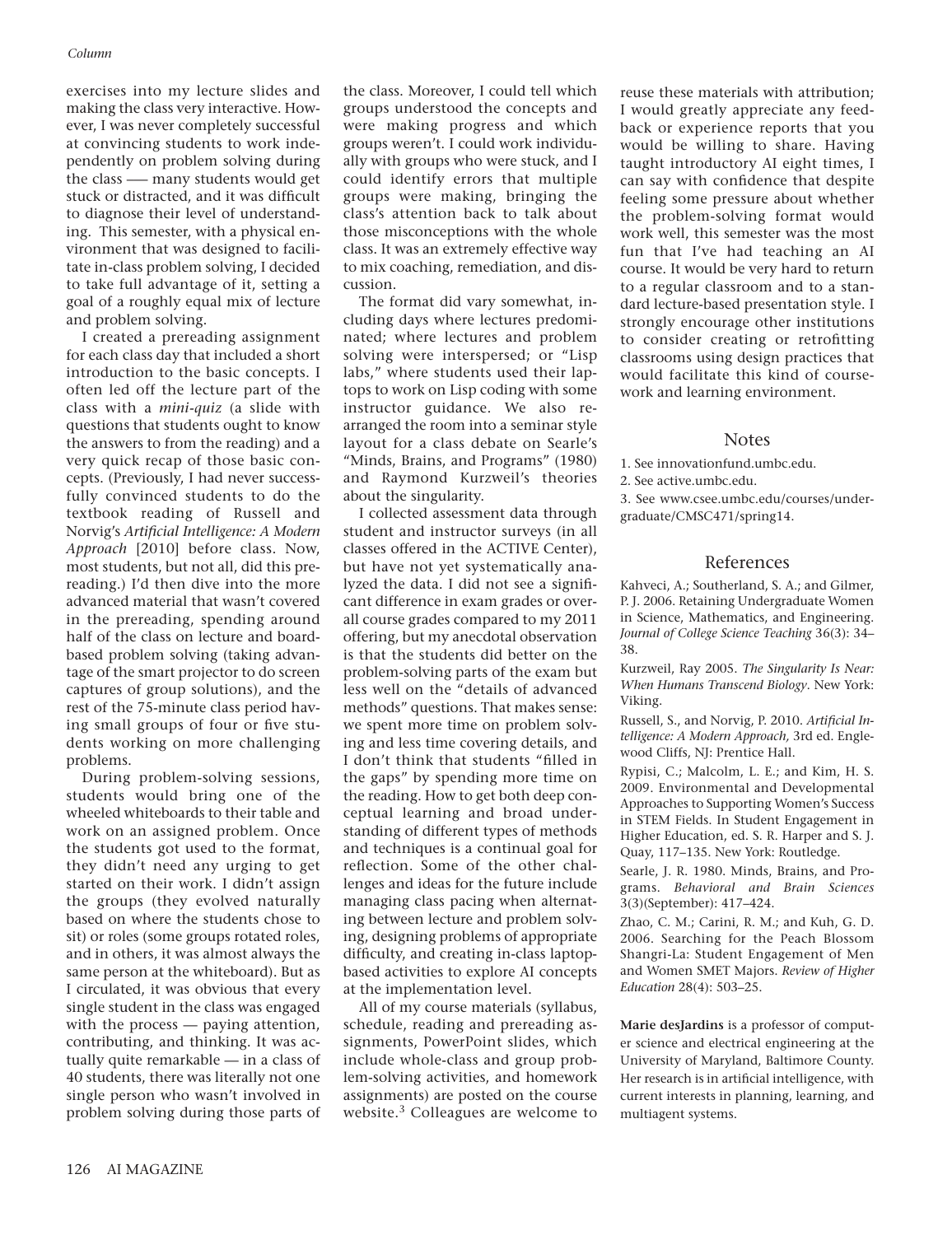exercises into my lecture slides and making the class very interactive. However, I was never completely successful at convincing students to work independently on problem solving during the class —– many students would get stuck or distracted, and it was difficult to diagnose their level of understanding. This semester, with a physical environment that was designed to facilitate in-class problem solving, I decided to take full advantage of it, setting a goal of a roughly equal mix of lecture and problem solving.

I created a prereading assignment for each class day that included a short introduction to the basic concepts. I often led off the lecture part of the class with a *mini-quiz* (a slide with questions that students ought to know the answers to from the reading) and a very quick recap of those basic concepts. (Previously, I had never successfully convinced students to do the textbook reading of Russell and Norvig's *Artificial Intelligence: A Modern Approach* [2010] before class. Now, most students, but not all, did this prereading.) I'd then dive into the more advanced material that wasn't covered in the prereading, spending around half of the class on lecture and board-based problem solving (taking advantage of the smart projector to do screen captures of group solutions), and the rest of the 75-minute class period having small groups of four or five students working on more challenging problems.

During problem-solving sessions, students would bring one of the wheeled whiteboards to their table and work on an assigned problem. Once the students got used to the format, they didn't need any urging to get started on their work. I didn't assign the groups (they evolved naturally based on where the students chose to sit) or roles (some groups rotated roles, and in others, it was almost always the same person at the whiteboard). But as I circulated, it was obvious that every single student in the class was engaged with the process — paying attention, contributing, and thinking. It was actually quite remarkable — in a class of 40 students, there was literally not one single person who wasn't involved in problem solving during those parts of the class. Moreover, I could tell which groups understood the concepts and were making progress and which groups weren't. I could work individually with groups who were stuck, and I could identify errors that multiple groups were making, bringing the class's attention back to talk about those misconceptions with the whole class. It was an extremely effective way to mix coaching, remediation, and discussion.

The format did vary somewhat, including days where lectures predominated; where lectures and problem solving were interspersed; or "Lisp labs," where students used their laptops to work on Lisp coding with some instructor guidance. We also rearranged the room into a seminar style layout for a class debate on Searle's "Minds, Brains, and Programs" (1980) and Raymond Kurzweil's theories about the singularity.

I collected assessment data through student and instructor surveys (in all classes offered in the ACTIVE Center), but have not yet systematically analyzed the data. I did not see a significant difference in exam grades or overall course grades compared to my 2011 offering, but my anecdotal observation is that the students did better on the problem-solving parts of the exam but less well on the "details of advanced methods" questions. That makes sense: we spent more time on problem solving and less time covering details, and I don't think that students "filled in the gaps" by spending more time on the reading. How to get both deep conceptual learning and broad understanding of different types of methods and techniques is a continual goal for reflection. Some of the other challenges and ideas for the future include managing class pacing when alternating between lecture and problem solving, designing problems of appropriate difficulty, and creating in-class laptop-based activities to explore AI concepts at the implementation level.

All of my course materials (syllabus, schedule, reading and prereading assignments, PowerPoint slides, which include whole-class and group problem-solving activities, and homework assignments) are posted on the course website.[3] Colleagues are welcome to reuse these materials with attribution; I would greatly appreciate any feedback or experience reports that you would be willing to share. Having taught introductory AI eight times, I can say with confidence that despite feeling some pressure about whether the problem-solving format would work well, this semester was the most fun that I've had teaching an AI course. It would be very hard to return to a regular classroom and to a standard lecture-based presentation style. I strongly encourage other institutions to consider creating or retrofitting classrooms using design practices that would facilitate this kind of coursework and learning environment.

## Notes

1. See innovationfund.umbc.edu.
2. See active.umbc.edu.
3. See www.csee.umbc.edu/courses/undergraduate/CMSC471/spring14.

## References

Kahveci, A.; Southerland, S. A.; and Gilmer, P. J. 2006. Retaining Undergraduate Women in Science, Mathematics, and Engineering. *Journal of College Science Teaching* 36(3): 34–38.

Kurzweil, Ray 2005. *The Singularity Is Near: When Humans Transcend Biology*. New York: Viking.

Russell, S., and Norvig, P. 2010. *Artificial Intelligence: A Modern Approach,* 3rd ed. Englewood Cliffs, NJ: Prentice Hall.

Rypisi, C.; Malcolm, L. E.; and Kim, H. S. 2009. Environmental and Developmental Approaches to Supporting Women's Success in STEM Fields. In Student Engagement in Higher Education, ed. S. R. Harper and S. J. Quay, 117–135. New York: Routledge.

Searle, J. R. 1980. Minds, Brains, and Programs. *Behavioral and Brain Sciences* 3(3)(September): 417–424.

Zhao, C. M.; Carini, R. M.; and Kuh, G. D. 2006. Searching for the Peach Blossom Shangri-La: Student Engagement of Men and Women SMET Majors. *Review of Higher Education* 28(4): 503–25.

**Marie desJardins** is a professor of computer science and electrical engineering at the University of Maryland, Baltimore County. Her research is in artificial intelligence, with current interests in planning, learning, and multiagent systems.